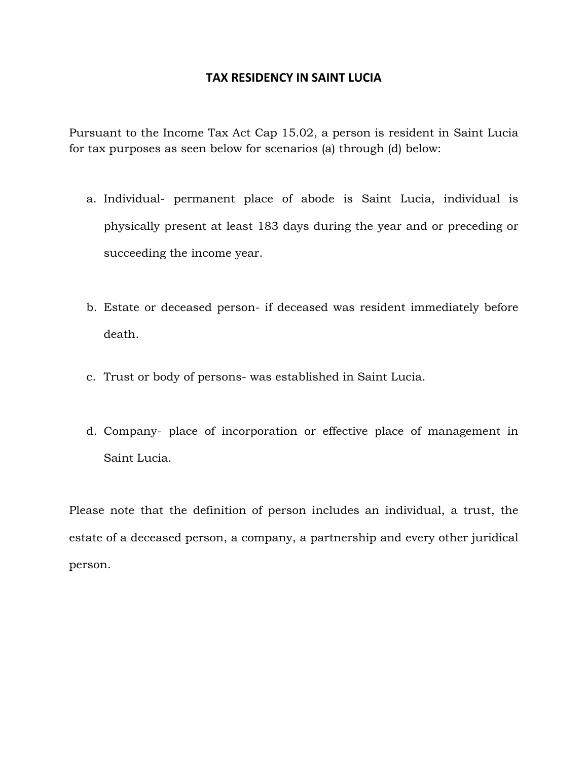# TAX RESIDENCY IN SAINT LUCIA

Pursuant to the Income Tax Act Cap 15.02, a person is resident in Saint Lucia for tax purposes as seen below for scenarios (a) through (d) below:

a. Individual- permanent place of abode is Saint Lucia, individual is physically present at least 183 days during the year and or preceding or succeeding the income year.

b. Estate or deceased person- if deceased was resident immediately before death.

c. Trust or body of persons- was established in Saint Lucia.

d. Company- place of incorporation or effective place of management in Saint Lucia.

Please note that the definition of person includes an individual, a trust, the estate of a deceased person, a company, a partnership and every other juridical person.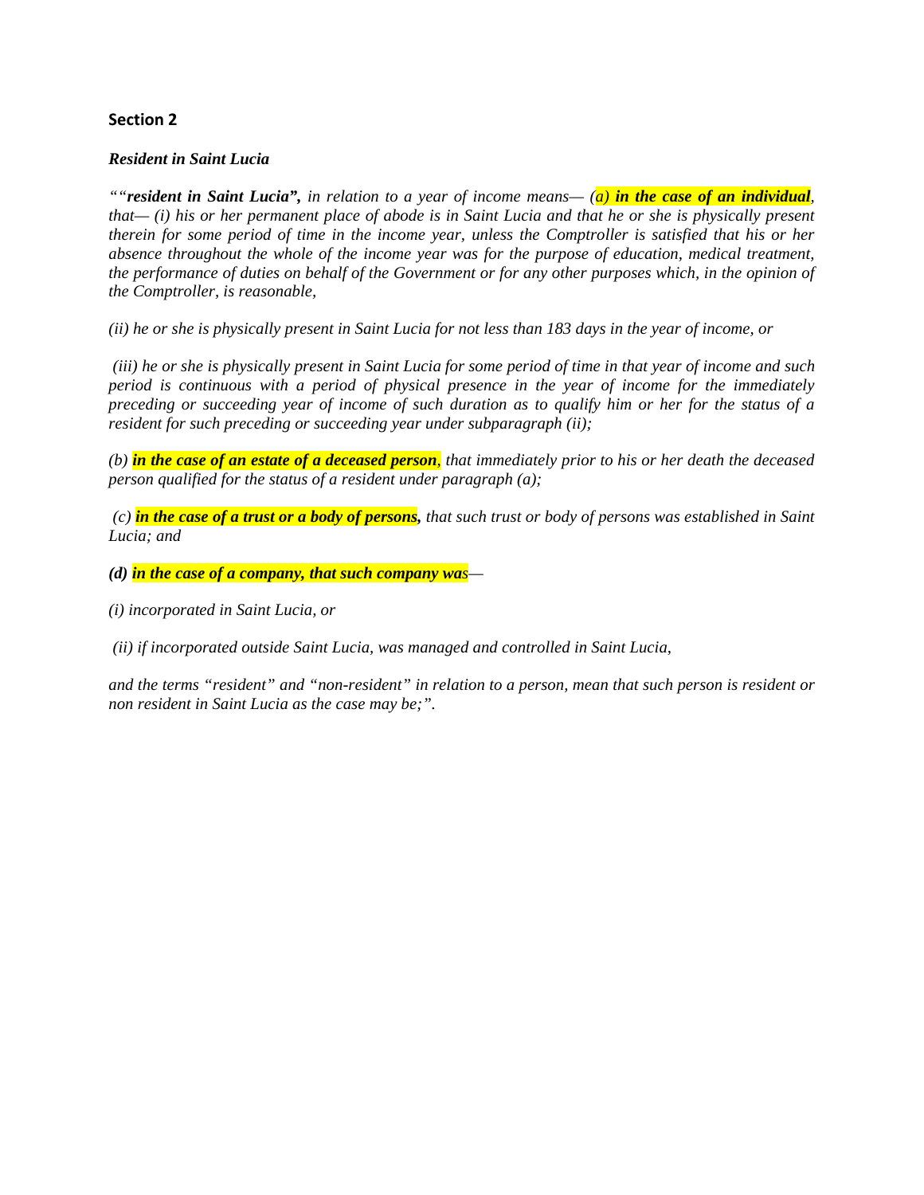## Section 2

***Resident in Saint Lucia***

*““**resident in Saint Lucia”,** in relation to a year of income means— (a) **in the case of an individual**, that— (i) his or her permanent place of abode is in Saint Lucia and that he or she is physically present therein for some period of time in the income year, unless the Comptroller is satisfied that his or her absence throughout the whole of the income year was for the purpose of education, medical treatment, the performance of duties on behalf of the Government or for any other purposes which, in the opinion of the Comptroller, is reasonable,*

*(ii) he or she is physically present in Saint Lucia for not less than 183 days in the year of income, or*

*(iii) he or she is physically present in Saint Lucia for some period of time in that year of income and such period is continuous with a period of physical presence in the year of income for the immediately preceding or succeeding year of income of such duration as to qualify him or her for the status of a resident for such preceding or succeeding year under subparagraph (ii);*

*(b) **in the case of an estate of a deceased person**, that immediately prior to his or her death the deceased person qualified for the status of a resident under paragraph (a);*

*(c) **in the case of a trust or a body of persons,** that such trust or body of persons was established in Saint Lucia; and*

***(d) in the case of a company, that such company was**—*

*(i) incorporated in Saint Lucia, or*

*(ii) if incorporated outside Saint Lucia, was managed and controlled in Saint Lucia,*

*and the terms “resident” and “non-resident” in relation to a person, mean that such person is resident or non resident in Saint Lucia as the case may be;”.*